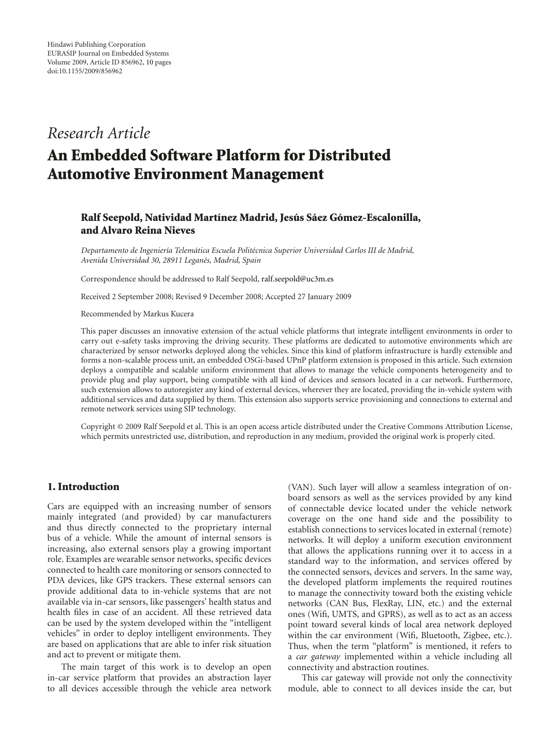Hindawi Publishing Corporation
EURASIP Journal on Embedded Systems
Volume 2009, Article ID 856962, 10 pages
doi:10.1155/2009/856962

*Research Article*

# An Embedded Software Platform for Distributed Automotive Environment Management

**Ralf Seepold, Natividad Martínez Madrid, Jesús Sáez Gómez-Escalonilla, and Alvaro Reina Nieves**

*Departamento de Ingeniería Telemática Escuela Politécnica Superior Universidad Carlos III de Madrid, Avenida Universidad 30, 28911 Leganés, Madrid, Spain*

Correspondence should be addressed to Ralf Seepold, ralf.seepold@uc3m.es

Received 2 September 2008; Revised 9 December 2008; Accepted 27 January 2009

Recommended by Markus Kucera

This paper discusses an innovative extension of the actual vehicle platforms that integrate intelligent environments in order to carry out e-safety tasks improving the driving security. These platforms are dedicated to automotive environments which are characterized by sensor networks deployed along the vehicles. Since this kind of platform infrastructure is hardly extensible and forms a non-scalable process unit, an embedded OSGi-based UPnP platform extension is proposed in this article. Such extension deploys a compatible and scalable uniform environment that allows to manage the vehicle components heterogeneity and to provide plug and play support, being compatible with all kind of devices and sensors located in a car network. Furthermore, such extension allows to autoregister any kind of external devices, wherever they are located, providing the in-vehicle system with additional services and data supplied by them. This extension also supports service provisioning and connections to external and remote network services using SIP technology.

Copyright © 2009 Ralf Seepold et al. This is an open access article distributed under the Creative Commons Attribution License, which permits unrestricted use, distribution, and reproduction in any medium, provided the original work is properly cited.

## 1. Introduction

Cars are equipped with an increasing number of sensors mainly integrated (and provided) by car manufacturers and thus directly connected to the proprietary internal bus of a vehicle. While the amount of internal sensors is increasing, also external sensors play a growing important role. Examples are wearable sensor networks, specific devices connected to health care monitoring or sensors connected to PDA devices, like GPS trackers. These external sensors can provide additional data to in-vehicle systems that are not available via in-car sensors, like passengers' health status and health files in case of an accident. All these retrieved data can be used by the system developed within the "intelligent vehicles" in order to deploy intelligent environments. They are based on applications that are able to infer risk situation and act to prevent or mitigate them.

The main target of this work is to develop an open in-car service platform that provides an abstraction layer to all devices accessible through the vehicle area network (VAN). Such layer will allow a seamless integration of on-board sensors as well as the services provided by any kind of connectable device located under the vehicle network coverage on the one hand side and the possibility to establish connections to services located in external (remote) networks. It will deploy a uniform execution environment that allows the applications running over it to access in a standard way to the information, and services offered by the connected sensors, devices and servers. In the same way, the developed platform implements the required routines to manage the connectivity toward both the existing vehicle networks (CAN Bus, FlexRay, LIN, etc.) and the external ones (Wifi, UMTS, and GPRS), as well as to act as an access point toward several kinds of local area network deployed within the car environment (Wifi, Bluetooth, Zigbee, etc.). Thus, when the term "platform" is mentioned, it refers to a *car gateway* implemented within a vehicle including all connectivity and abstraction routines.

This car gateway will provide not only the connectivity module, able to connect to all devices inside the car, but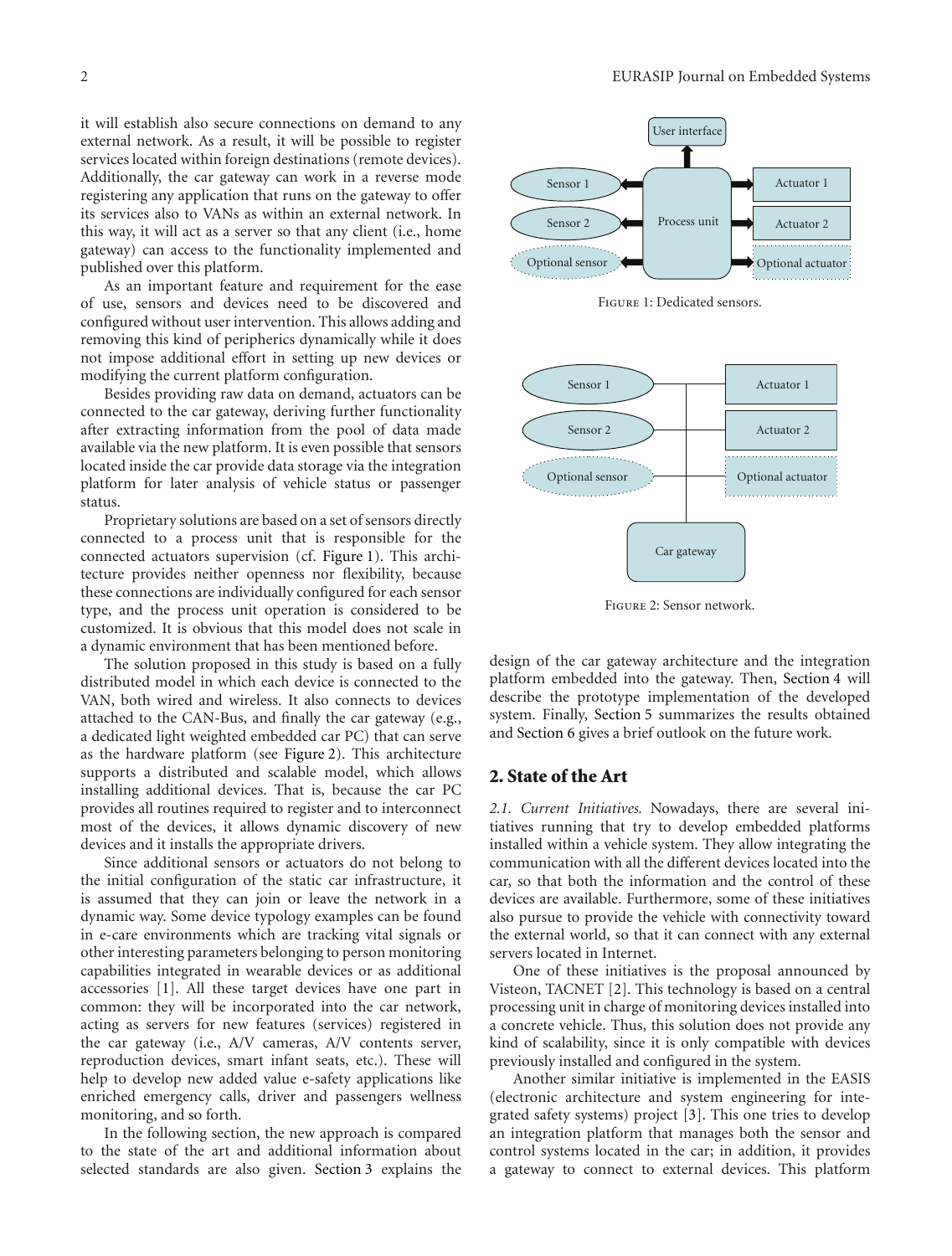it will establish also secure connections on demand to any external network. As a result, it will be possible to register services located within foreign destinations (remote devices). Additionally, the car gateway can work in a reverse mode registering any application that runs on the gateway to offer its services also to VANs as within an external network. In this way, it will act as a server so that any client (i.e., home gateway) can access to the functionality implemented and published over this platform.

As an important feature and requirement for the ease of use, sensors and devices need to be discovered and configured without user intervention. This allows adding and removing this kind of peripherics dynamically while it does not impose additional effort in setting up new devices or modifying the current platform configuration.

Besides providing raw data on demand, actuators can be connected to the car gateway, deriving further functionality after extracting information from the pool of data made available via the new platform. It is even possible that sensors located inside the car provide data storage via the integration platform for later analysis of vehicle status or passenger status.

Proprietary solutions are based on a set of sensors directly connected to a process unit that is responsible for the connected actuators supervision (cf. Figure 1). This architecture provides neither openness nor flexibility, because these connections are individually configured for each sensor type, and the process unit operation is considered to be customized. It is obvious that this model does not scale in a dynamic environment that has been mentioned before.

The solution proposed in this study is based on a fully distributed model in which each device is connected to the VAN, both wired and wireless. It also connects to devices attached to the CAN-Bus, and finally the car gateway (e.g., a dedicated light weighted embedded car PC) that can serve as the hardware platform (see Figure 2). This architecture supports a distributed and scalable model, which allows installing additional devices. That is, because the car PC provides all routines required to register and to interconnect most of the devices, it allows dynamic discovery of new devices and it installs the appropriate drivers.

Since additional sensors or actuators do not belong to the initial configuration of the static car infrastructure, it is assumed that they can join or leave the network in a dynamic way. Some device typology examples can be found in e-care environments which are tracking vital signals or other interesting parameters belonging to person monitoring capabilities integrated in wearable devices or as additional accessories [1]. All these target devices have one part in common: they will be incorporated into the car network, acting as servers for new features (services) registered in the car gateway (i.e., A/V cameras, A/V contents server, reproduction devices, smart infant seats, etc.). These will help to develop new added value e-safety applications like enriched emergency calls, driver and passengers wellness monitoring, and so forth.

In the following section, the new approach is compared to the state of the art and additional information about selected standards are also given. Section 3 explains the design of the car gateway architecture and the integration platform embedded into the gateway. Then, Section 4 will describe the prototype implementation of the developed system. Finally, Section 5 summarizes the results obtained and Section 6 gives a brief outlook on the future work.

User interface
Sensor 1
Sensor 2
Optional sensor
Process unit
Actuator 1
Actuator 2
Optional actuator

Figure 1: Dedicated sensors.

Sensor 1
Sensor 2
Optional sensor
Actuator 1
Actuator 2
Optional actuator
Car gateway

Figure 2: Sensor network.

## 2. State of the Art

*2.1. Current Initiatives.* Nowadays, there are several initiatives running that try to develop embedded platforms installed within a vehicle system. They allow integrating the communication with all the different devices located into the car, so that both the information and the control of these devices are available. Furthermore, some of these initiatives also pursue to provide the vehicle with connectivity toward the external world, so that it can connect with any external servers located in Internet.

One of these initiatives is the proposal announced by Visteon, TACNET [2]. This technology is based on a central processing unit in charge of monitoring devices installed into a concrete vehicle. Thus, this solution does not provide any kind of scalability, since it is only compatible with devices previously installed and configured in the system.

Another similar initiative is implemented in the EASIS (electronic architecture and system engineering for integrated safety systems) project [3]. This one tries to develop an integration platform that manages both the sensor and control systems located in the car; in addition, it provides a gateway to connect to external devices. This platform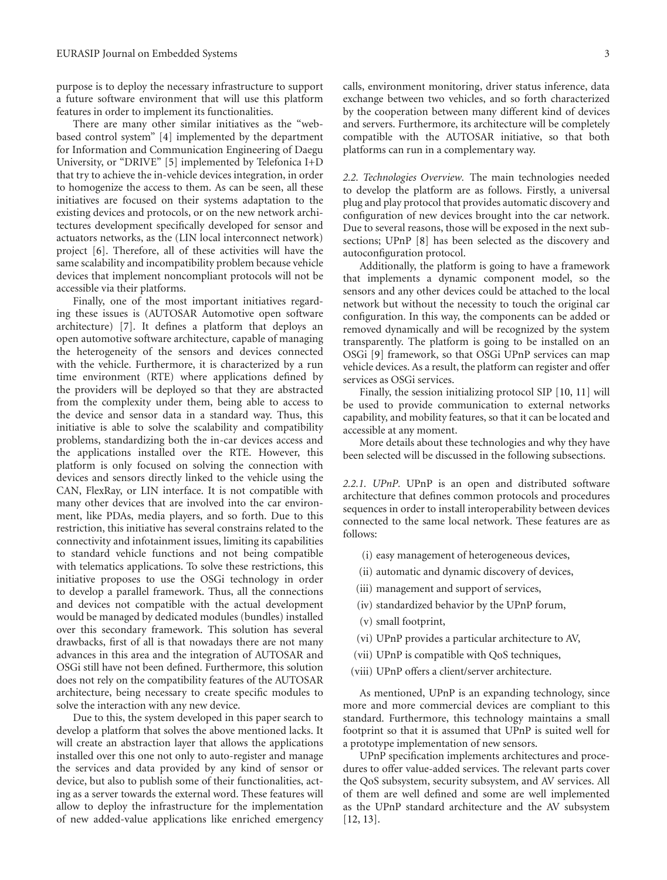purpose is to deploy the necessary infrastructure to support a future software environment that will use this platform features in order to implement its functionalities.

There are many other similar initiatives as the "web-based control system" [4] implemented by the department for Information and Communication Engineering of Daegu University, or "DRIVE" [5] implemented by Telefonica I+D that try to achieve the in-vehicle devices integration, in order to homogenize the access to them. As can be seen, all these initiatives are focused on their systems adaptation to the existing devices and protocols, or on the new network architectures development specifically developed for sensor and actuators networks, as the (LIN local interconnect network) project [6]. Therefore, all of these activities will have the same scalability and incompatibility problem because vehicle devices that implement noncompliant protocols will not be accessible via their platforms.

Finally, one of the most important initiatives regarding these issues is (AUTOSAR Automotive open software architecture) [7]. It defines a platform that deploys an open automotive software architecture, capable of managing the heterogeneity of the sensors and devices connected with the vehicle. Furthermore, it is characterized by a run time environment (RTE) where applications defined by the providers will be deployed so that they are abstracted from the complexity under them, being able to access to the device and sensor data in a standard way. Thus, this initiative is able to solve the scalability and compatibility problems, standardizing both the in-car devices access and the applications installed over the RTE. However, this platform is only focused on solving the connection with devices and sensors directly linked to the vehicle using the CAN, FlexRay, or LIN interface. It is not compatible with many other devices that are involved into the car environment, like PDAs, media players, and so forth. Due to this restriction, this initiative has several constrains related to the connectivity and infotainment issues, limiting its capabilities to standard vehicle functions and not being compatible with telematics applications. To solve these restrictions, this initiative proposes to use the OSGi technology in order to develop a parallel framework. Thus, all the connections and devices not compatible with the actual development would be managed by dedicated modules (bundles) installed over this secondary framework. This solution has several drawbacks, first of all is that nowadays there are not many advances in this area and the integration of AUTOSAR and OSGi still have not been defined. Furthermore, this solution does not rely on the compatibility features of the AUTOSAR architecture, being necessary to create specific modules to solve the interaction with any new device.

Due to this, the system developed in this paper search to develop a platform that solves the above mentioned lacks. It will create an abstraction layer that allows the applications installed over this one not only to auto-register and manage the services and data provided by any kind of sensor or device, but also to publish some of their functionalities, acting as a server towards the external word. These features will allow to deploy the infrastructure for the implementation of new added-value applications like enriched emergency calls, environment monitoring, driver status inference, data exchange between two vehicles, and so forth characterized by the cooperation between many different kind of devices and servers. Furthermore, its architecture will be completely compatible with the AUTOSAR initiative, so that both platforms can run in a complementary way.

*2.2. Technologies Overview.* The main technologies needed to develop the platform are as follows. Firstly, a universal plug and play protocol that provides automatic discovery and configuration of new devices brought into the car network. Due to several reasons, those will be exposed in the next subsections; UPnP [8] has been selected as the discovery and autoconfiguration protocol.

Additionally, the platform is going to have a framework that implements a dynamic component model, so the sensors and any other devices could be attached to the local network but without the necessity to touch the original car configuration. In this way, the components can be added or removed dynamically and will be recognized by the system transparently. The platform is going to be installed on an OSGi [9] framework, so that OSGi UPnP services can map vehicle devices. As a result, the platform can register and offer services as OSGi services.

Finally, the session initializing protocol SIP [10, 11] will be used to provide communication to external networks capability, and mobility features, so that it can be located and accessible at any moment.

More details about these technologies and why they have been selected will be discussed in the following subsections.

*2.2.1. UPnP.* UPnP is an open and distributed software architecture that defines common protocols and procedures sequences in order to install interoperability between devices connected to the same local network. These features are as follows:

(i) easy management of heterogeneous devices,

(ii) automatic and dynamic discovery of devices,

(iii) management and support of services,

(iv) standardized behavior by the UPnP forum,

(v) small footprint,

(vi) UPnP provides a particular architecture to AV,

(vii) UPnP is compatible with QoS techniques,

(viii) UPnP offers a client/server architecture.

As mentioned, UPnP is an expanding technology, since more and more commercial devices are compliant to this standard. Furthermore, this technology maintains a small footprint so that it is assumed that UPnP is suited well for a prototype implementation of new sensors.

UPnP specification implements architectures and procedures to offer value-added services. The relevant parts cover the QoS subsystem, security subsystem, and AV services. All of them are well defined and some are well implemented as the UPnP standard architecture and the AV subsystem [12, 13].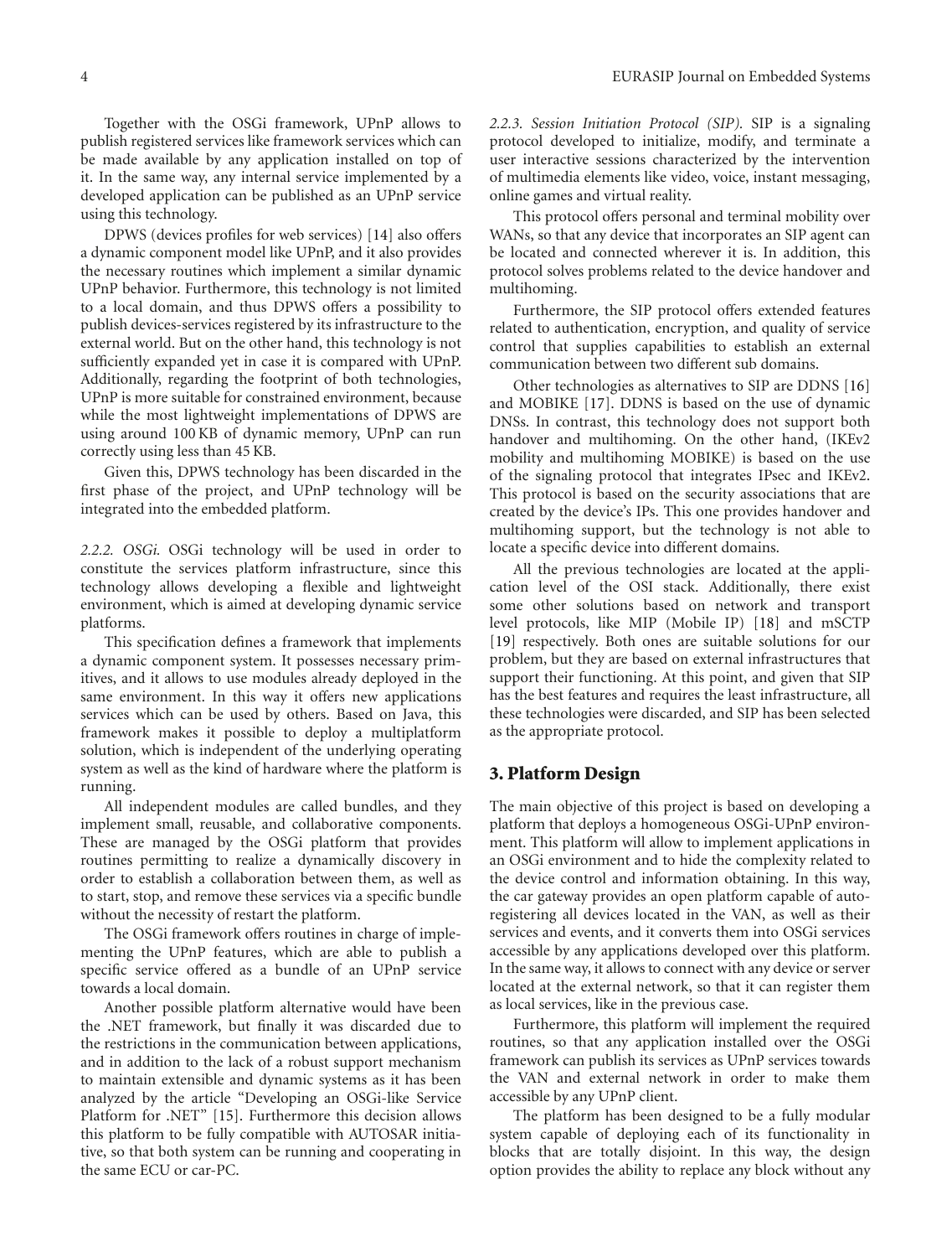Together with the OSGi framework, UPnP allows to publish registered services like framework services which can be made available by any application installed on top of it. In the same way, any internal service implemented by a developed application can be published as an UPnP service using this technology.

DPWS (devices profiles for web services) [14] also offers a dynamic component model like UPnP, and it also provides the necessary routines which implement a similar dynamic UPnP behavior. Furthermore, this technology is not limited to a local domain, and thus DPWS offers a possibility to publish devices-services registered by its infrastructure to the external world. But on the other hand, this technology is not sufficiently expanded yet in case it is compared with UPnP. Additionally, regarding the footprint of both technologies, UPnP is more suitable for constrained environment, because while the most lightweight implementations of DPWS are using around 100 KB of dynamic memory, UPnP can run correctly using less than 45 KB.

Given this, DPWS technology has been discarded in the first phase of the project, and UPnP technology will be integrated into the embedded platform.

*2.2.2. OSGi.* OSGi technology will be used in order to constitute the services platform infrastructure, since this technology allows developing a flexible and lightweight environment, which is aimed at developing dynamic service platforms.

This specification defines a framework that implements a dynamic component system. It possesses necessary primitives, and it allows to use modules already deployed in the same environment. In this way it offers new applications services which can be used by others. Based on Java, this framework makes it possible to deploy a multiplatform solution, which is independent of the underlying operating system as well as the kind of hardware where the platform is running.

All independent modules are called bundles, and they implement small, reusable, and collaborative components. These are managed by the OSGi platform that provides routines permitting to realize a dynamically discovery in order to establish a collaboration between them, as well as to start, stop, and remove these services via a specific bundle without the necessity of restart the platform.

The OSGi framework offers routines in charge of implementing the UPnP features, which are able to publish a specific service offered as a bundle of an UPnP service towards a local domain.

Another possible platform alternative would have been the .NET framework, but finally it was discarded due to the restrictions in the communication between applications, and in addition to the lack of a robust support mechanism to maintain extensible and dynamic systems as it has been analyzed by the article "Developing an OSGi-like Service Platform for .NET" [15]. Furthermore this decision allows this platform to be fully compatible with AUTOSAR initiative, so that both system can be running and cooperating in the same ECU or car-PC.

*2.2.3. Session Initiation Protocol (SIP).* SIP is a signaling protocol developed to initialize, modify, and terminate a user interactive sessions characterized by the intervention of multimedia elements like video, voice, instant messaging, online games and virtual reality.

This protocol offers personal and terminal mobility over WANs, so that any device that incorporates an SIP agent can be located and connected wherever it is. In addition, this protocol solves problems related to the device handover and multihoming.

Furthermore, the SIP protocol offers extended features related to authentication, encryption, and quality of service control that supplies capabilities to establish an external communication between two different sub domains.

Other technologies as alternatives to SIP are DDNS [16] and MOBIKE [17]. DDNS is based on the use of dynamic DNSs. In contrast, this technology does not support both handover and multihoming. On the other hand, (IKEv2 mobility and multihoming MOBIKE) is based on the use of the signaling protocol that integrates IPsec and IKEv2. This protocol is based on the security associations that are created by the device's IPs. This one provides handover and multihoming support, but the technology is not able to locate a specific device into different domains.

All the previous technologies are located at the application level of the OSI stack. Additionally, there exist some other solutions based on network and transport level protocols, like MIP (Mobile IP) [18] and mSCTP [19] respectively. Both ones are suitable solutions for our problem, but they are based on external infrastructures that support their functioning. At this point, and given that SIP has the best features and requires the least infrastructure, all these technologies were discarded, and SIP has been selected as the appropriate protocol.

## 3. Platform Design

The main objective of this project is based on developing a platform that deploys a homogeneous OSGi-UPnP environment. This platform will allow to implement applications in an OSGi environment and to hide the complexity related to the device control and information obtaining. In this way, the car gateway provides an open platform capable of auto-registering all devices located in the VAN, as well as their services and events, and it converts them into OSGi services accessible by any applications developed over this platform. In the same way, it allows to connect with any device or server located at the external network, so that it can register them as local services, like in the previous case.

Furthermore, this platform will implement the required routines, so that any application installed over the OSGi framework can publish its services as UPnP services towards the VAN and external network in order to make them accessible by any UPnP client.

The platform has been designed to be a fully modular system capable of deploying each of its functionality in blocks that are totally disjoint. In this way, the design option provides the ability to replace any block without any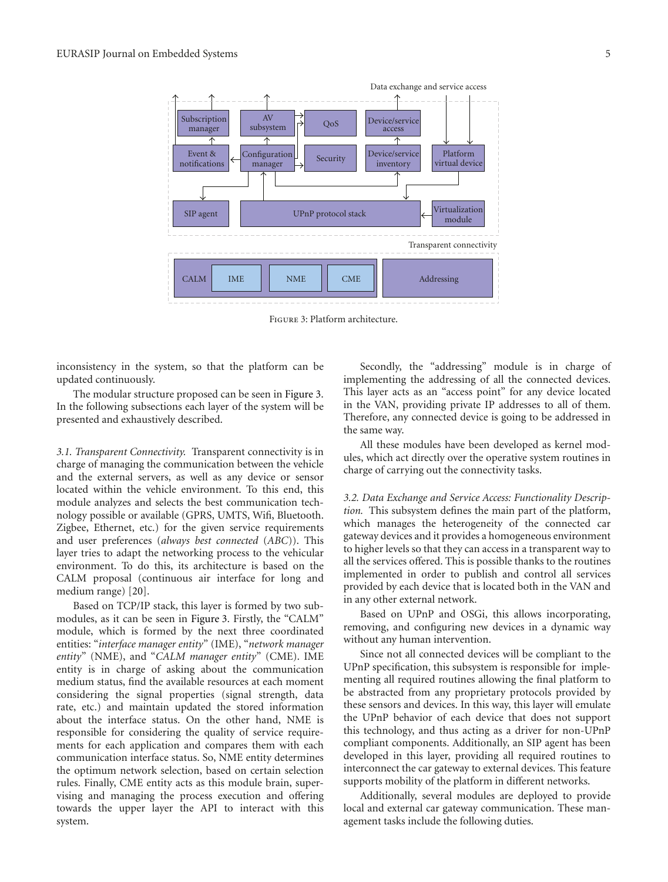Data exchange and service access

Subscription manager

AV subsystem

QoS

Device/service access

Event & notifications

Configuration manager

Security

Device/service inventory

Platform virtual device

SIP agent

UPnP protocol stack

Virtualization module

Transparent connectivity

CALM

IME

NME

CME

Addressing

Figure 3: Platform architecture.

inconsistency in the system, so that the platform can be updated continuously.

The modular structure proposed can be seen in Figure 3. In the following subsections each layer of the system will be presented and exhaustively described.

*3.1. Transparent Connectivity.* Transparent connectivity is in charge of managing the communication between the vehicle and the external servers, as well as any device or sensor located within the vehicle environment. To this end, this module analyzes and selects the best communication technology possible or available (GPRS, UMTS, Wifi, Bluetooth. Zigbee, Ethernet, etc.) for the given service requirements and user preferences (*always best connected* (*ABC*)). This layer tries to adapt the networking process to the vehicular environment. To do this, its architecture is based on the CALM proposal (continuous air interface for long and medium range) [20].

Based on TCP/IP stack, this layer is formed by two submodules, as it can be seen in Figure 3. Firstly, the "CALM" module, which is formed by the next three coordinated entities: "*interface manager entity*" (IME), "*network manager entity*" (NME), and "*CALM manager entity*" (CME). IME entity is in charge of asking about the communication medium status, find the available resources at each moment considering the signal properties (signal strength, data rate, etc.) and maintain updated the stored information about the interface status. On the other hand, NME is responsible for considering the quality of service requirements for each application and compares them with each communication interface status. So, NME entity determines the optimum network selection, based on certain selection rules. Finally, CME entity acts as this module brain, supervising and managing the process execution and offering towards the upper layer the API to interact with this system.

Secondly, the "addressing" module is in charge of implementing the addressing of all the connected devices. This layer acts as an "access point" for any device located in the VAN, providing private IP addresses to all of them. Therefore, any connected device is going to be addressed in the same way.

All these modules have been developed as kernel modules, which act directly over the operative system routines in charge of carrying out the connectivity tasks.

*3.2. Data Exchange and Service Access: Functionality Description.* This subsystem defines the main part of the platform, which manages the heterogeneity of the connected car gateway devices and it provides a homogeneous environment to higher levels so that they can access in a transparent way to all the services offered. This is possible thanks to the routines implemented in order to publish and control all services provided by each device that is located both in the VAN and in any other external network.

Based on UPnP and OSGi, this allows incorporating, removing, and configuring new devices in a dynamic way without any human intervention.

Since not all connected devices will be compliant to the UPnP specification, this subsystem is responsible for implementing all required routines allowing the final platform to be abstracted from any proprietary protocols provided by these sensors and devices. In this way, this layer will emulate the UPnP behavior of each device that does not support this technology, and thus acting as a driver for non-UPnP compliant components. Additionally, an SIP agent has been developed in this layer, providing all required routines to interconnect the car gateway to external devices. This feature supports mobility of the platform in different networks.

Additionally, several modules are deployed to provide local and external car gateway communication. These management tasks include the following duties.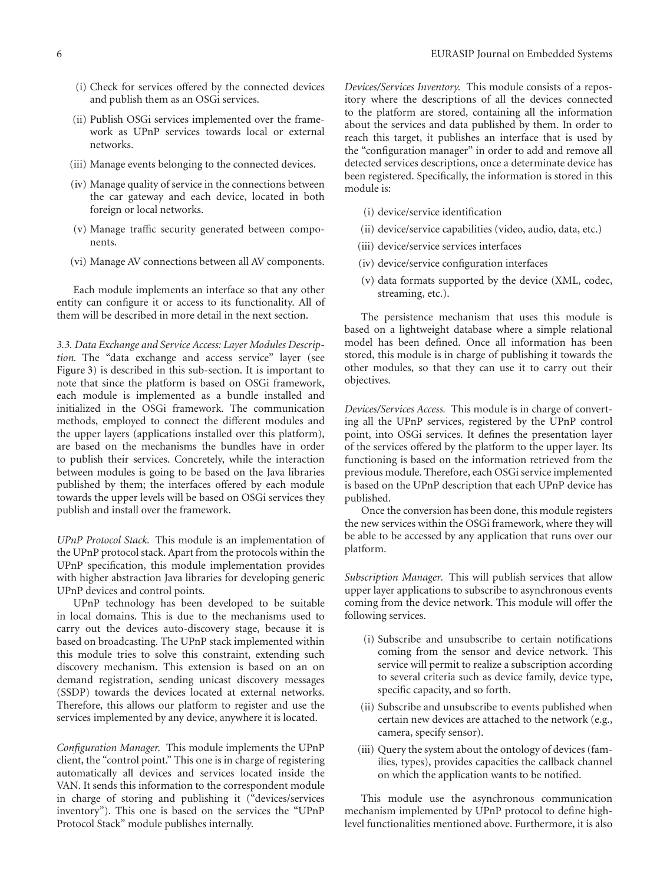(i) Check for services offered by the connected devices and publish them as an OSGi services.

(ii) Publish OSGi services implemented over the framework as UPnP services towards local or external networks.

(iii) Manage events belonging to the connected devices.

(iv) Manage quality of service in the connections between the car gateway and each device, located in both foreign or local networks.

(v) Manage traffic security generated between components.

(vi) Manage AV connections between all AV components.

Each module implements an interface so that any other entity can configure it or access to its functionality. All of them will be described in more detail in the next section.

*3.3. Data Exchange and Service Access: Layer Modules Description.* The "data exchange and access service" layer (see Figure 3) is described in this sub-section. It is important to note that since the platform is based on OSGi framework, each module is implemented as a bundle installed and initialized in the OSGi framework. The communication methods, employed to connect the different modules and the upper layers (applications installed over this platform), are based on the mechanisms the bundles have in order to publish their services. Concretely, while the interaction between modules is going to be based on the Java libraries published by them; the interfaces offered by each module towards the upper levels will be based on OSGi services they publish and install over the framework.

*UPnP Protocol Stack.* This module is an implementation of the UPnP protocol stack. Apart from the protocols within the UPnP specification, this module implementation provides with higher abstraction Java libraries for developing generic UPnP devices and control points.

UPnP technology has been developed to be suitable in local domains. This is due to the mechanisms used to carry out the devices auto-discovery stage, because it is based on broadcasting. The UPnP stack implemented within this module tries to solve this constraint, extending such discovery mechanism. This extension is based on an on demand registration, sending unicast discovery messages (SSDP) towards the devices located at external networks. Therefore, this allows our platform to register and use the services implemented by any device, anywhere it is located.

*Configuration Manager.* This module implements the UPnP client, the "control point." This one is in charge of registering automatically all devices and services located inside the VAN. It sends this information to the correspondent module in charge of storing and publishing it ("devices/services inventory"). This one is based on the services the "UPnP Protocol Stack" module publishes internally.

*Devices/Services Inventory.* This module consists of a repository where the descriptions of all the devices connected to the platform are stored, containing all the information about the services and data published by them. In order to reach this target, it publishes an interface that is used by the "configuration manager" in order to add and remove all detected services descriptions, once a determinate device has been registered. Specifically, the information is stored in this module is:

(i) device/service identification

(ii) device/service capabilities (video, audio, data, etc.)

(iii) device/service services interfaces

(iv) device/service configuration interfaces

(v) data formats supported by the device (XML, codec, streaming, etc.).

The persistence mechanism that uses this module is based on a lightweight database where a simple relational model has been defined. Once all information has been stored, this module is in charge of publishing it towards the other modules, so that they can use it to carry out their objectives.

*Devices/Services Access.* This module is in charge of converting all the UPnP services, registered by the UPnP control point, into OSGi services. It defines the presentation layer of the services offered by the platform to the upper layer. Its functioning is based on the information retrieved from the previous module. Therefore, each OSGi service implemented is based on the UPnP description that each UPnP device has published.

Once the conversion has been done, this module registers the new services within the OSGi framework, where they will be able to be accessed by any application that runs over our platform.

*Subscription Manager.* This will publish services that allow upper layer applications to subscribe to asynchronous events coming from the device network. This module will offer the following services.

(i) Subscribe and unsubscribe to certain notifications coming from the sensor and device network. This service will permit to realize a subscription according to several criteria such as device family, device type, specific capacity, and so forth.

(ii) Subscribe and unsubscribe to events published when certain new devices are attached to the network (e.g., camera, specify sensor).

(iii) Query the system about the ontology of devices (families, types), provides capacities the callback channel on which the application wants to be notified.

This module use the asynchronous communication mechanism implemented by UPnP protocol to define high-level functionalities mentioned above. Furthermore, it is also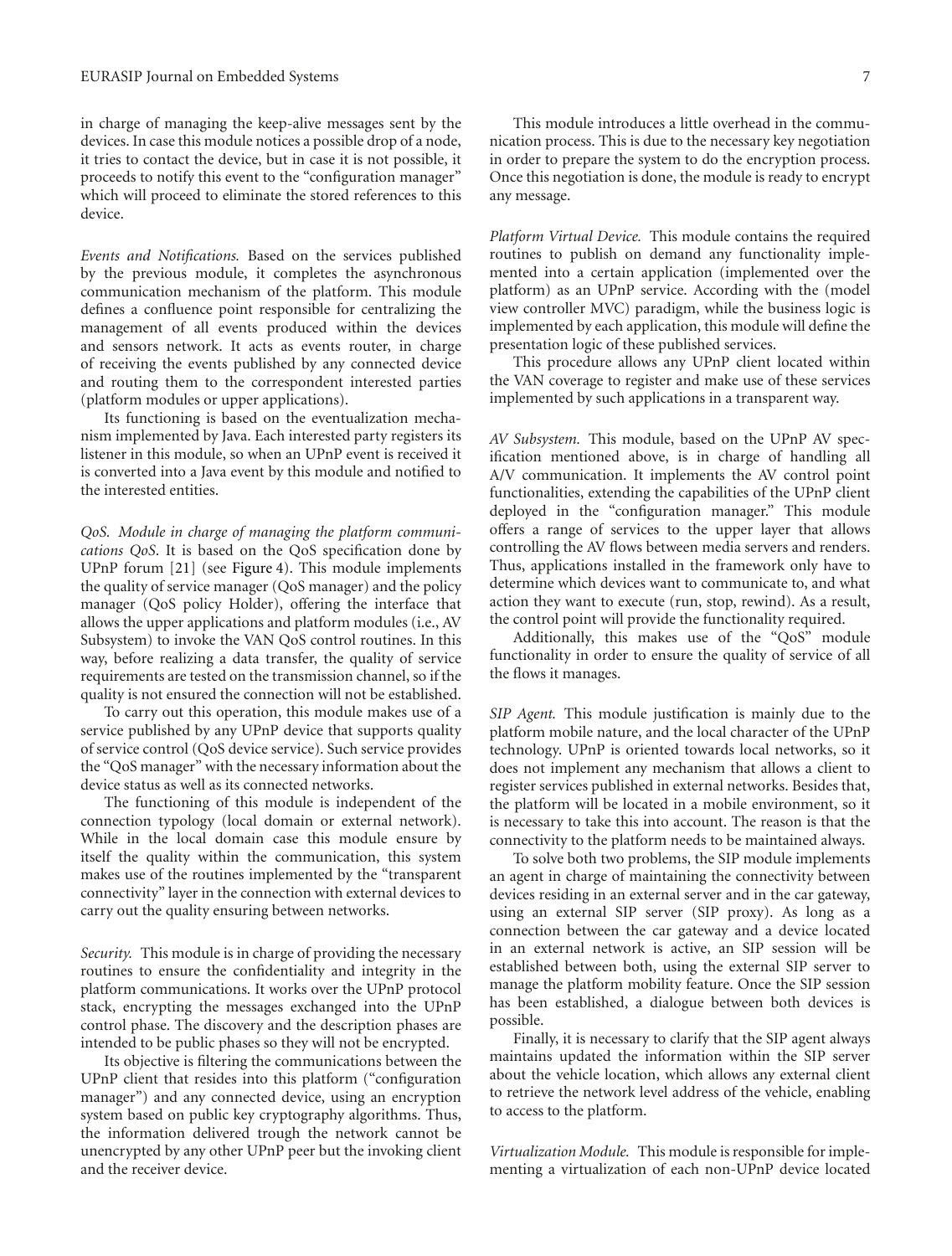in charge of managing the keep-alive messages sent by the devices. In case this module notices a possible drop of a node, it tries to contact the device, but in case it is not possible, it proceeds to notify this event to the "configuration manager" which will proceed to eliminate the stored references to this device.

*Events and Notifications.* Based on the services published by the previous module, it completes the asynchronous communication mechanism of the platform. This module defines a confluence point responsible for centralizing the management of all events produced within the devices and sensors network. It acts as events router, in charge of receiving the events published by any connected device and routing them to the correspondent interested parties (platform modules or upper applications).

Its functioning is based on the eventualization mechanism implemented by Java. Each interested party registers its listener in this module, so when an UPnP event is received it is converted into a Java event by this module and notified to the interested entities.

*QoS. Module in charge of managing the platform communications QoS*. It is based on the QoS specification done by UPnP forum [21] (see Figure 4). This module implements the quality of service manager (QoS manager) and the policy manager (QoS policy Holder), offering the interface that allows the upper applications and platform modules (i.e., AV Subsystem) to invoke the VAN QoS control routines. In this way, before realizing a data transfer, the quality of service requirements are tested on the transmission channel, so if the quality is not ensured the connection will not be established.

To carry out this operation, this module makes use of a service published by any UPnP device that supports quality of service control (QoS device service). Such service provides the "QoS manager" with the necessary information about the device status as well as its connected networks.

The functioning of this module is independent of the connection typology (local domain or external network). While in the local domain case this module ensure by itself the quality within the communication, this system makes use of the routines implemented by the "transparent connectivity" layer in the connection with external devices to carry out the quality ensuring between networks.

*Security.* This module is in charge of providing the necessary routines to ensure the confidentiality and integrity in the platform communications. It works over the UPnP protocol stack, encrypting the messages exchanged into the UPnP control phase. The discovery and the description phases are intended to be public phases so they will not be encrypted.

Its objective is filtering the communications between the UPnP client that resides into this platform ("configuration manager") and any connected device, using an encryption system based on public key cryptography algorithms. Thus, the information delivered trough the network cannot be unencrypted by any other UPnP peer but the invoking client and the receiver device.

This module introduces a little overhead in the communication process. This is due to the necessary key negotiation in order to prepare the system to do the encryption process. Once this negotiation is done, the module is ready to encrypt any message.

*Platform Virtual Device.* This module contains the required routines to publish on demand any functionality implemented into a certain application (implemented over the platform) as an UPnP service. According with the (model view controller MVC) paradigm, while the business logic is implemented by each application, this module will define the presentation logic of these published services.

This procedure allows any UPnP client located within the VAN coverage to register and make use of these services implemented by such applications in a transparent way.

*AV Subsystem.* This module, based on the UPnP AV specification mentioned above, is in charge of handling all A/V communication. It implements the AV control point functionalities, extending the capabilities of the UPnP client deployed in the "configuration manager." This module offers a range of services to the upper layer that allows controlling the AV flows between media servers and renders. Thus, applications installed in the framework only have to determine which devices want to communicate to, and what action they want to execute (run, stop, rewind). As a result, the control point will provide the functionality required.

Additionally, this makes use of the "QoS" module functionality in order to ensure the quality of service of all the flows it manages.

*SIP Agent.* This module justification is mainly due to the platform mobile nature, and the local character of the UPnP technology. UPnP is oriented towards local networks, so it does not implement any mechanism that allows a client to register services published in external networks. Besides that, the platform will be located in a mobile environment, so it is necessary to take this into account. The reason is that the connectivity to the platform needs to be maintained always.

To solve both two problems, the SIP module implements an agent in charge of maintaining the connectivity between devices residing in an external server and in the car gateway, using an external SIP server (SIP proxy). As long as a connection between the car gateway and a device located in an external network is active, an SIP session will be established between both, using the external SIP server to manage the platform mobility feature. Once the SIP session has been established, a dialogue between both devices is possible.

Finally, it is necessary to clarify that the SIP agent always maintains updated the information within the SIP server about the vehicle location, which allows any external client to retrieve the network level address of the vehicle, enabling to access to the platform.

*Virtualization Module.* This module is responsible for implementing a virtualization of each non-UPnP device located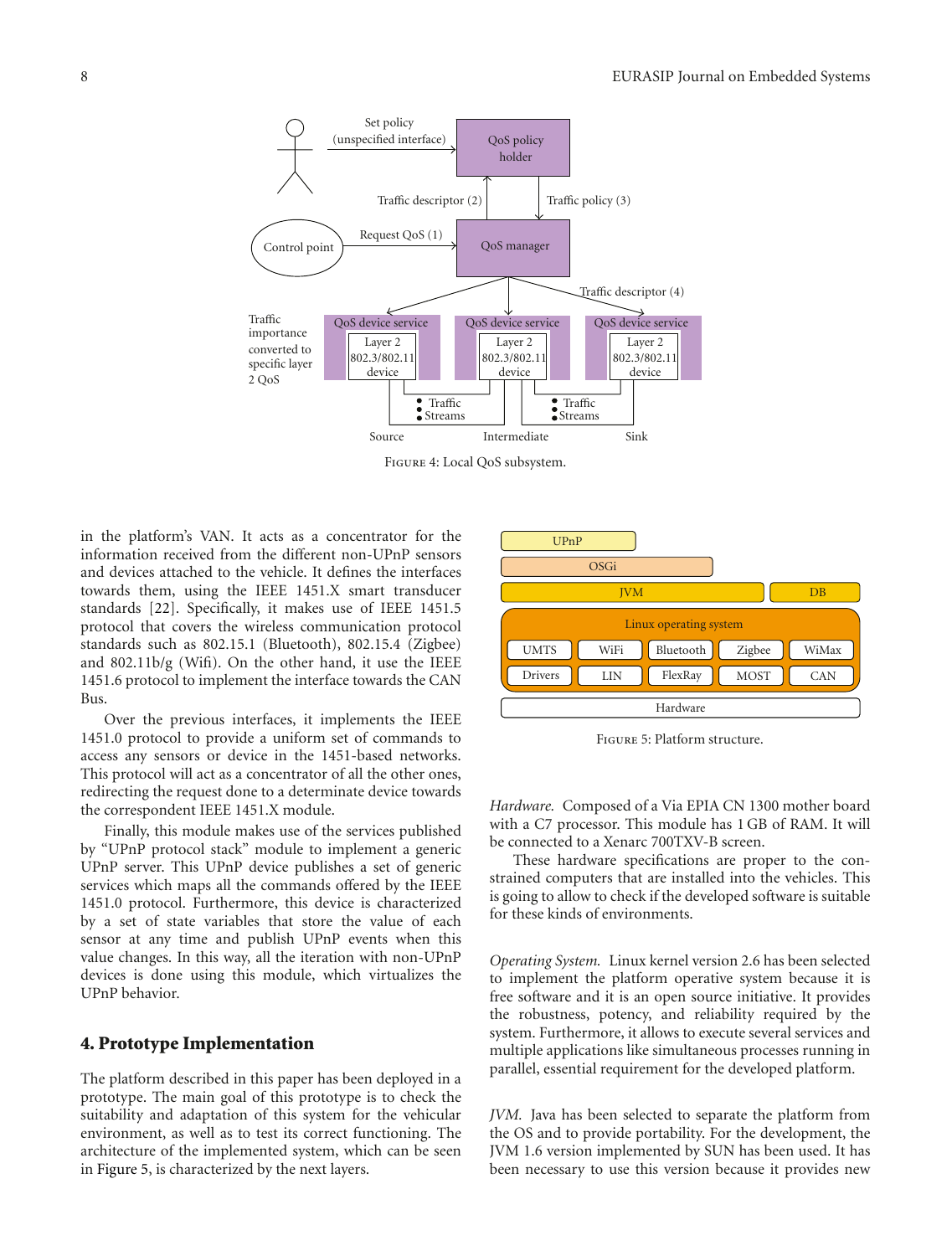FIGURE 4: Local QoS subsystem.

in the platform's VAN. It acts as a concentrator for the information received from the different non-UPnP sensors and devices attached to the vehicle. It defines the interfaces towards them, using the IEEE 1451.X smart transducer standards [22]. Specifically, it makes use of IEEE 1451.5 protocol that covers the wireless communication protocol standards such as 802.15.1 (Bluetooth), 802.15.4 (Zigbee) and 802.11b/g (Wifi). On the other hand, it use the IEEE 1451.6 protocol to implement the interface towards the CAN Bus.

Over the previous interfaces, it implements the IEEE 1451.0 protocol to provide a uniform set of commands to access any sensors or device in the 1451-based networks. This protocol will act as a concentrator of all the other ones, redirecting the request done to a determinate device towards the correspondent IEEE 1451.X module.

Finally, this module makes use of the services published by "UPnP protocol stack" module to implement a generic UPnP server. This UPnP device publishes a set of generic services which maps all the commands offered by the IEEE 1451.0 protocol. Furthermore, this device is characterized by a set of state variables that store the value of each sensor at any time and publish UPnP events when this value changes. In this way, all the iteration with non-UPnP devices is done using this module, which virtualizes the UPnP behavior.

## 4. Prototype Implementation

The platform described in this paper has been deployed in a prototype. The main goal of this prototype is to check the suitability and adaptation of this system for the vehicular environment, as well as to test its correct functioning. The architecture of the implemented system, which can be seen in Figure 5, is characterized by the next layers.

FIGURE 5: Platform structure.

*Hardware.* Composed of a Via EPIA CN 1300 mother board with a C7 processor. This module has 1 GB of RAM. It will be connected to a Xenarc 700TXV-B screen.

These hardware specifications are proper to the constrained computers that are installed into the vehicles. This is going to allow to check if the developed software is suitable for these kinds of environments.

*Operating System.* Linux kernel version 2.6 has been selected to implement the platform operative system because it is free software and it is an open source initiative. It provides the robustness, potency, and reliability required by the system. Furthermore, it allows to execute several services and multiple applications like simultaneous processes running in parallel, essential requirement for the developed platform.

*JVM.* Java has been selected to separate the platform from the OS and to provide portability. For the development, the JVM 1.6 version implemented by SUN has been used. It has been necessary to use this version because it provides new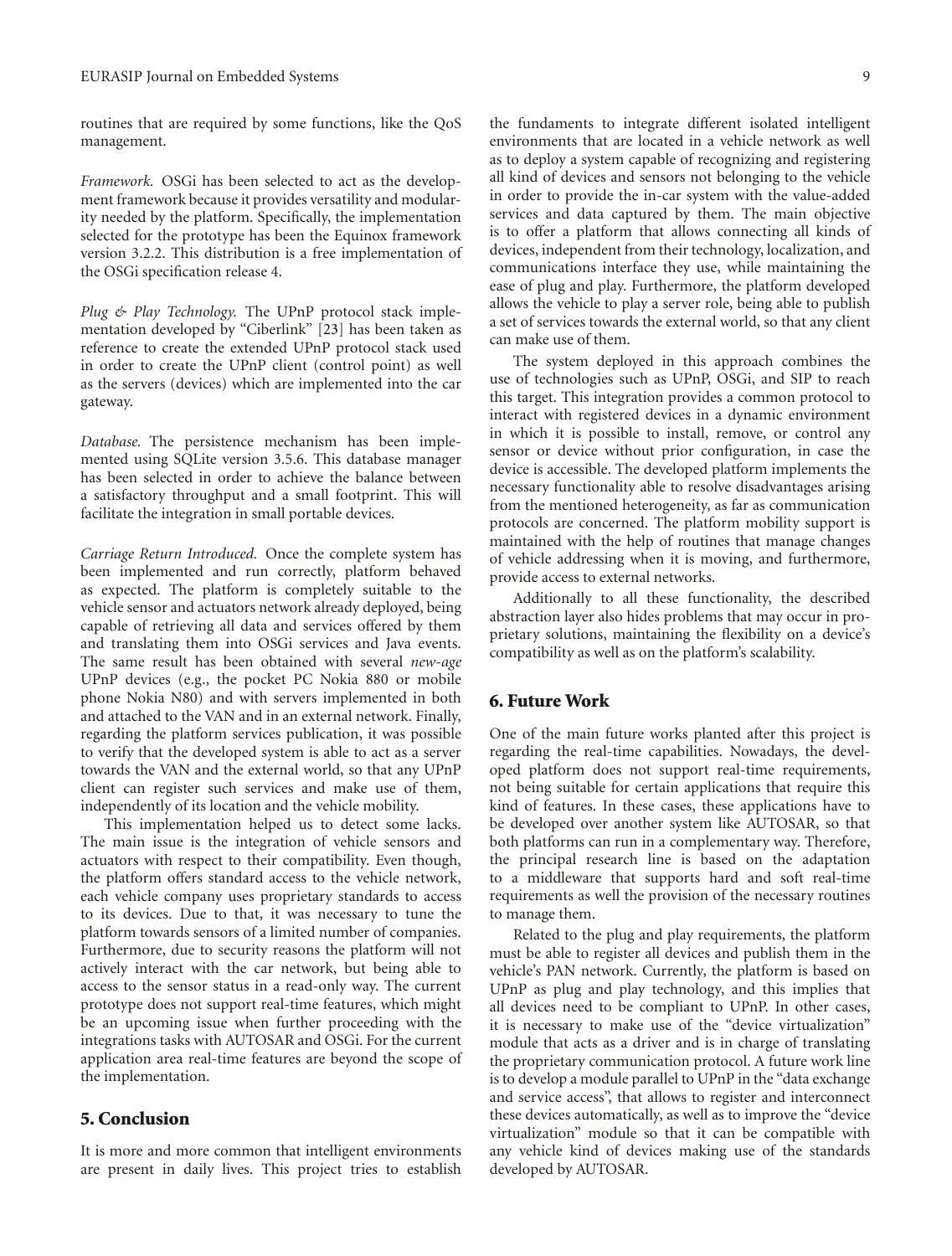routines that are required by some functions, like the QoS management.

*Framework.* OSGi has been selected to act as the development framework because it provides versatility and modularity needed by the platform. Specifically, the implementation selected for the prototype has been the Equinox framework version 3.2.2. This distribution is a free implementation of the OSGi specification release 4.

*Plug & Play Technology.* The UPnP protocol stack implementation developed by "Ciberlink" [23] has been taken as reference to create the extended UPnP protocol stack used in order to create the UPnP client (control point) as well as the servers (devices) which are implemented into the car gateway.

*Database.* The persistence mechanism has been implemented using SQLite version 3.5.6. This database manager has been selected in order to achieve the balance between a satisfactory throughput and a small footprint. This will facilitate the integration in small portable devices.

*Carriage Return Introduced.* Once the complete system has been implemented and run correctly, platform behaved as expected. The platform is completely suitable to the vehicle sensor and actuators network already deployed, being capable of retrieving all data and services offered by them and translating them into OSGi services and Java events. The same result has been obtained with several *new-age* UPnP devices (e.g., the pocket PC Nokia 880 or mobile phone Nokia N80) and with servers implemented in both and attached to the VAN and in an external network. Finally, regarding the platform services publication, it was possible to verify that the developed system is able to act as a server towards the VAN and the external world, so that any UPnP client can register such services and make use of them, independently of its location and the vehicle mobility.

This implementation helped us to detect some lacks. The main issue is the integration of vehicle sensors and actuators with respect to their compatibility. Even though, the platform offers standard access to the vehicle network, each vehicle company uses proprietary standards to access to its devices. Due to that, it was necessary to tune the platform towards sensors of a limited number of companies. Furthermore, due to security reasons the platform will not actively interact with the car network, but being able to access to the sensor status in a read-only way. The current prototype does not support real-time features, which might be an upcoming issue when further proceeding with the integrations tasks with AUTOSAR and OSGi. For the current application area real-time features are beyond the scope of the implementation.

## 5. Conclusion

It is more and more common that intelligent environments are present in daily lives. This project tries to establish the fundaments to integrate different isolated intelligent environments that are located in a vehicle network as well as to deploy a system capable of recognizing and registering all kind of devices and sensors not belonging to the vehicle in order to provide the in-car system with the value-added services and data captured by them. The main objective is to offer a platform that allows connecting all kinds of devices, independent from their technology, localization, and communications interface they use, while maintaining the ease of plug and play. Furthermore, the platform developed allows the vehicle to play a server role, being able to publish a set of services towards the external world, so that any client can make use of them.

The system deployed in this approach combines the use of technologies such as UPnP, OSGi, and SIP to reach this target. This integration provides a common protocol to interact with registered devices in a dynamic environment in which it is possible to install, remove, or control any sensor or device without prior configuration, in case the device is accessible. The developed platform implements the necessary functionality able to resolve disadvantages arising from the mentioned heterogeneity, as far as communication protocols are concerned. The platform mobility support is maintained with the help of routines that manage changes of vehicle addressing when it is moving, and furthermore, provide access to external networks.

Additionally to all these functionality, the described abstraction layer also hides problems that may occur in proprietary solutions, maintaining the flexibility on a device's compatibility as well as on the platform's scalability.

## 6. Future Work

One of the main future works planted after this project is regarding the real-time capabilities. Nowadays, the developed platform does not support real-time requirements, not being suitable for certain applications that require this kind of features. In these cases, these applications have to be developed over another system like AUTOSAR, so that both platforms can run in a complementary way. Therefore, the principal research line is based on the adaptation to a middleware that supports hard and soft real-time requirements as well the provision of the necessary routines to manage them.

Related to the plug and play requirements, the platform must be able to register all devices and publish them in the vehicle's PAN network. Currently, the platform is based on UPnP as plug and play technology, and this implies that all devices need to be compliant to UPnP. In other cases, it is necessary to make use of the "device virtualization" module that acts as a driver and is in charge of translating the proprietary communication protocol. A future work line is to develop a module parallel to UPnP in the "data exchange and service access", that allows to register and interconnect these devices automatically, as well as to improve the "device virtualization" module so that it can be compatible with any vehicle kind of devices making use of the standards developed by AUTOSAR.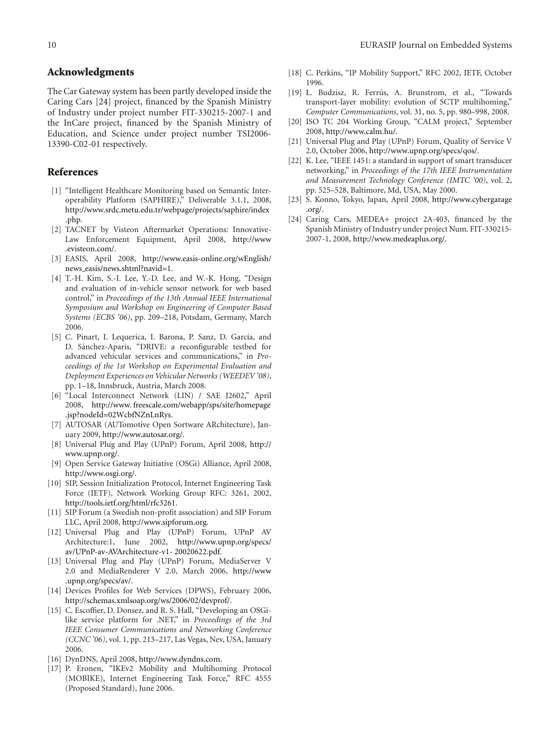## Acknowledgments

The Car Gateway system has been partly developed inside the Caring Cars [24] project, financed by the Spanish Ministry of Industry under project number FIT-330215-2007-1 and the InCare project, financed by the Spanish Ministry of Education, and Science under project number TSI2006-13390-C02-01 respectively.

## References

[1] "Intelligent Healthcare Monitoring based on Semantic Interoperability Platform (SAPHIRE)," Deliverable 3.1.1, 2008, http://www.srdc.metu.edu.tr/webpage/projects/saphire/index.php.

[2] TACNET by Visteon Aftermarket Operations: Innovative-Law Enforcement Equipment, April 2008, http://www.evisteon.com/.

[3] EASIS, April 2008, http://www.easis-online.org/wEnglish/news_easis/news.shtml?navid=1.

[4] T.-H. Kim, S.-I. Lee, Y.-D. Lee, and W.-K. Hong, "Design and evaluation of in-vehicle sensor network for web based control," in *Proceedings of the 13th Annual IEEE International Symposium and Workshop on Engineering of Computer Based Systems (ECBS '06)*, pp. 209–218, Potsdam, Germany, March 2006.

[5] C. Pinart, I. Lequerica, I. Barona, P. Sanz, D. García, and D. Sánchez-Aparis, "DRIVE: a reconfigurable testbed for advanced vehicular services and communications," in *Proceedings of the 1st Workshop on Experimental Evaluation and Deployment Experiences on Vehicular Networks (WEEDEV '08)*, pp. 1–18, Innsbruck, Austria, March 2008.

[6] "Local Interconnect Network (LIN) / SAE J2602," April 2008, http://www.freescale.com/webapp/sps/site/homepage.jsp?nodeId=02WcbfNZnLnRys.

[7] AUTOSAR (AUTomotive Open Sortware ARchitecture), January 2009, http://www.autosar.org/.

[8] Universal Plug and Play (UPnP) Forum, April 2008, http://www.upnp.org/.

[9] Open Service Gateway Initiative (OSGi) Alliance, April 2008, http://www.osgi.org/.

[10] SIP, Session Initialization Protocol, Internet Engineering Task Force (IETF), Network Working Group RFC: 3261, 2002, http://tools.ietf.org/html/rfc3261.

[11] SIP Forum (a Swedish non-profit association) and SIP Forum LLC, April 2008, http://www.sipforum.org.

[12] Universal Plug and Play (UPnP) Forum, UPnP AV Architecture:1, June 2002, http://www.upnp.org/specs/av/UPnP-av-AVArchitecture-v1- 20020622.pdf.

[13] Universal Plug and Play (UPnP) Forum, MediaServer V 2.0 and MediaRenderer V 2.0, March 2006, http://www.upnp.org/specs/av/.

[14] Devices Profiles for Web Services (DPWS), February 2006, http://schemas.xmlsoap.org/ws/2006/02/devprof/.

[15] C. Escoffier, D. Donsez, and R. S. Hall, "Developing an OSGi-like service platform for .NET," in *Proceedings of the 3rd IEEE Consumer Communications and Networking Conference (CCNC '06)*, vol. 1, pp. 213–217, Las Vegas, Nev, USA, January 2006.

[16] DynDNS, April 2008, http://www.dyndns.com.

[17] P. Eronen, "IKEv2 Mobility and Multihoming Protocol (MOBIKE), Internet Engineering Task Force," RFC 4555 (Proposed Standard), June 2006.

[18] C. Perkins, "IP Mobility Support," RFC 2002, IETF, October 1996.

[19] Ł. Budzisz, R. Ferrús, A. Brunstrom, et al., "Towards transport-layer mobility: evolution of SCTP multihoming," *Computer Communications*, vol. 31, no. 5, pp. 980–998, 2008.

[20] ISO TC 204 Working Group, "CALM project," September 2008, http://www.calm.hu/.

[21] Universal Plug and Play (UPnP) Forum, Quality of Service V 2.0, October 2006, http://www.upnp.org/specs/qos/.

[22] K. Lee, "IEEE 1451: a standard in support of smart transducer networking," in *Proceedings of the 17th IEEE Instrumentation and Measurement Technology Conference (IMTC '00)*, vol. 2, pp. 525–528, Baltimore, Md, USA, May 2000.

[23] S. Konno, Tokyo, Japan, April 2008, http://www.cybergarage.org/.

[24] Caring Cars, MEDEA+ project 2A-403, financed by the Spanish Ministry of Industry under project Num. FIT-330215-2007-1, 2008, http://www.medeaplus.org/.